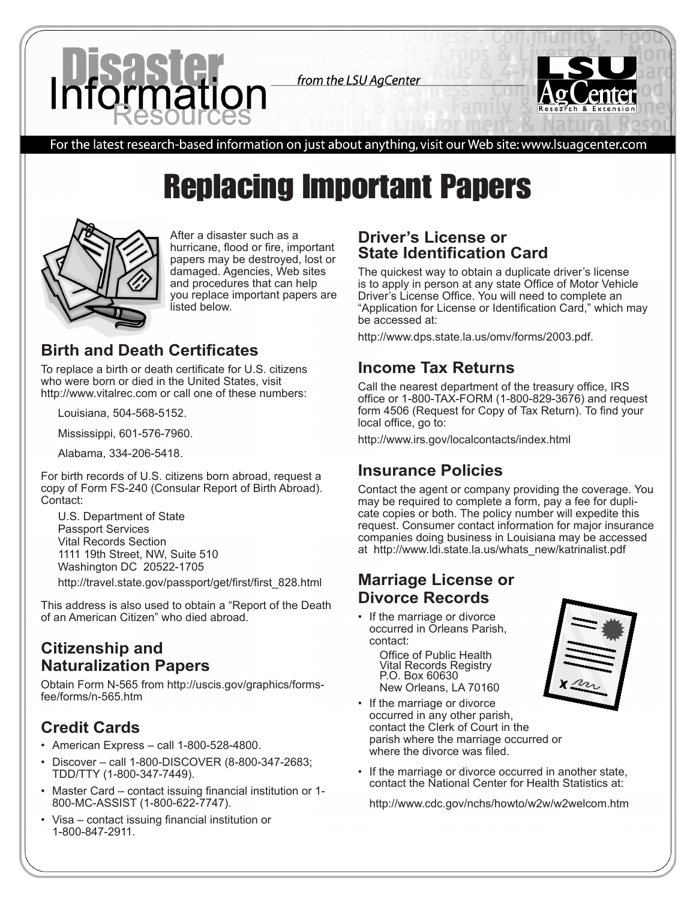# Disaster Information Resources

from the LSU AgCenter

For the latest research-based information on just about anything, visit our Web site: www.lsuagcenter.com

# Replacing Important Papers

After a disaster such as a hurricane, flood or fire, important papers may be destroyed, lost or damaged. Agencies, Web sites and procedures that can help you replace important papers are listed below.

## Birth and Death Certificates

To replace a birth or death certificate for U.S. citizens who were born or died in the United States, visit http://www.vitalrec.com or call one of these numbers:

Louisiana, 504-568-5152.

Mississippi, 601-576-7960.

Alabama, 334-206-5418.

For birth records of U.S. citizens born abroad, request a copy of Form FS-240 (Consular Report of Birth Abroad). Contact:

U.S. Department of State
Passport Services
Vital Records Section
1111 19th Street, NW, Suite 510
Washington DC 20522-1705

http://travel.state.gov/passport/get/first/first_828.html

This address is also used to obtain a "Report of the Death of an American Citizen" who died abroad.

## Citizenship and Naturalization Papers

Obtain Form N-565 from http://uscis.gov/graphics/formsfee/forms/n-565.htm

## Credit Cards

- American Express – call 1-800-528-4800.
- Discover – call 1-800-DISCOVER (8-800-347-2683; TDD/TTY (1-800-347-7449).
- Master Card – contact issuing financial institution or 1-800-MC-ASSIST (1-800-622-7747).
- Visa – contact issuing financial institution or 1-800-847-2911.

## Driver's License or State Identification Card

The quickest way to obtain a duplicate driver's license is to apply in person at any state Office of Motor Vehicle Driver's License Office. You will need to complete an "Application for License or Identification Card," which may be accessed at:

http://www.dps.state.la.us/omv/forms/2003.pdf.

## Income Tax Returns

Call the nearest department of the treasury office, IRS office or 1-800-TAX-FORM (1-800-829-3676) and request form 4506 (Request for Copy of Tax Return). To find your local office, go to:

http://www.irs.gov/localcontacts/index.html

## Insurance Policies

Contact the agent or company providing the coverage. You may be required to complete a form, pay a fee for duplicate copies or both. The policy number will expedite this request. Consumer contact information for major insurance companies doing business in Louisiana may be accessed at http://www.ldi.state.la.us/whats_new/katrinalist.pdf

## Marriage License or Divorce Records

- If the marriage or divorce occurred in Orleans Parish, contact:

  Office of Public Health
  Vital Records Registry
  P.O. Box 60630
  New Orleans, LA 70160
- If the marriage or divorce occurred in any other parish, contact the Clerk of Court in the parish where the marriage occurred or where the divorce was filed.
- If the marriage or divorce occurred in another state, contact the National Center for Health Statistics at:

  http://www.cdc.gov/nchs/howto/w2w/w2welcom.htm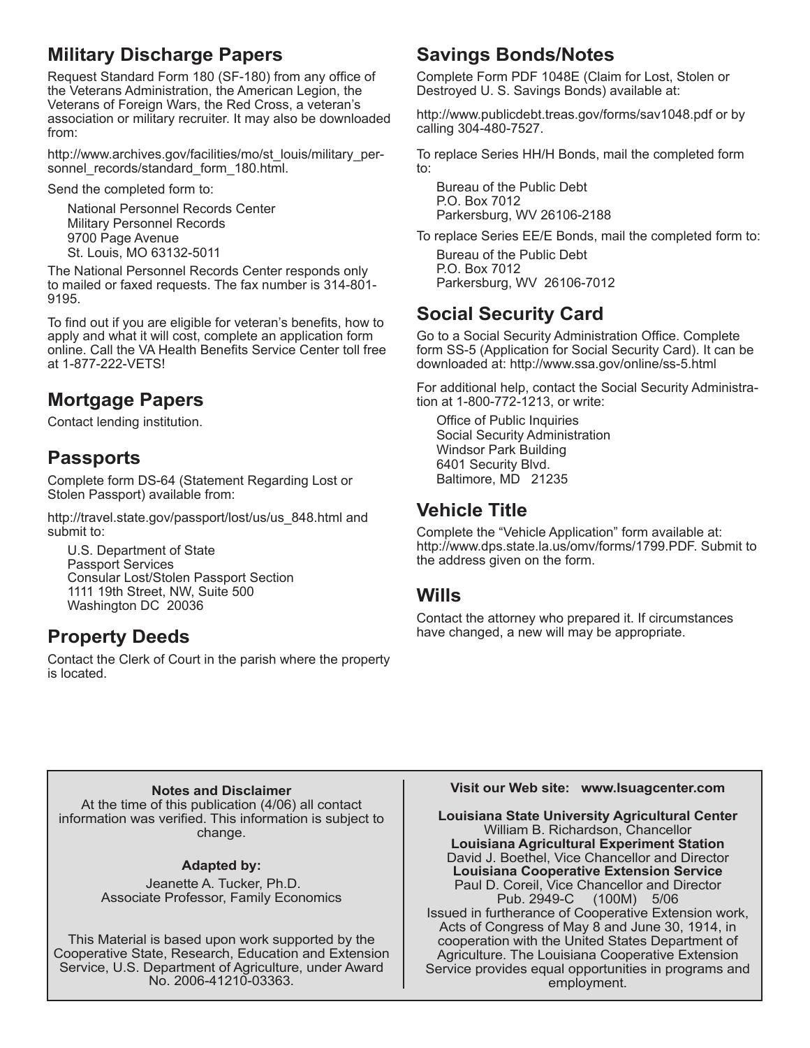## Military Discharge Papers

Request Standard Form 180 (SF-180) from any office of the Veterans Administration, the American Legion, the Veterans of Foreign Wars, the Red Cross, a veteran's association or military recruiter. It may also be downloaded from:

http://www.archives.gov/facilities/mo/st_louis/military_personnel_records/standard_form_180.html.

Send the completed form to:

National Personnel Records Center
Military Personnel Records
9700 Page Avenue
St. Louis, MO 63132-5011

The National Personnel Records Center responds only to mailed or faxed requests. The fax number is 314-801-9195.

To find out if you are eligible for veteran's benefits, how to apply and what it will cost, complete an application form online. Call the VA Health Benefits Service Center toll free at 1-877-222-VETS!

## Mortgage Papers

Contact lending institution.

## Passports

Complete form DS-64 (Statement Regarding Lost or Stolen Passport) available from:

http://travel.state.gov/passport/lost/us/us_848.html and submit to:

U.S. Department of State
Passport Services
Consular Lost/Stolen Passport Section
1111 19th Street, NW, Suite 500
Washington DC 20036

## Property Deeds

Contact the Clerk of Court in the parish where the property is located.

## Savings Bonds/Notes

Complete Form PDF 1048E (Claim for Lost, Stolen or Destroyed U. S. Savings Bonds) available at:

http://www.publicdebt.treas.gov/forms/sav1048.pdf or by calling 304-480-7527.

To replace Series HH/H Bonds, mail the completed form to:

Bureau of the Public Debt
P.O. Box 7012
Parkersburg, WV 26106-2188

To replace Series EE/E Bonds, mail the completed form to:

Bureau of the Public Debt
P.O. Box 7012
Parkersburg, WV 26106-7012

## Social Security Card

Go to a Social Security Administration Office. Complete form SS-5 (Application for Social Security Card). It can be downloaded at: http://www.ssa.gov/online/ss-5.html

For additional help, contact the Social Security Administration at 1-800-772-1213, or write:

Office of Public Inquiries
Social Security Administration
Windsor Park Building
6401 Security Blvd.
Baltimore, MD 21235

## Vehicle Title

Complete the "Vehicle Application" form available at: http://www.dps.state.la.us/omv/forms/1799.PDF. Submit to the address given on the form.

## Wills

Contact the attorney who prepared it. If circumstances have changed, a new will may be appropriate.

---

**Notes and Disclaimer**
At the time of this publication (4/06) all contact information was verified. This information is subject to change.

**Adapted by:**
Jeanette A. Tucker, Ph.D.
Associate Professor, Family Economics

This Material is based upon work supported by the Cooperative State, Research, Education and Extension Service, U.S. Department of Agriculture, under Award No. 2006-41210-03363.

**Visit our Web site: www.lsuagcenter.com**

**Louisiana State University Agricultural Center**
William B. Richardson, Chancellor
**Louisiana Agricultural Experiment Station**
David J. Boethel, Vice Chancellor and Director
**Louisiana Cooperative Extension Service**
Paul D. Coreil, Vice Chancellor and Director
Pub. 2949-C (100M) 5/06
Issued in furtherance of Cooperative Extension work, Acts of Congress of May 8 and June 30, 1914, in cooperation with the United States Department of Agriculture. The Louisiana Cooperative Extension Service provides equal opportunities in programs and employment.